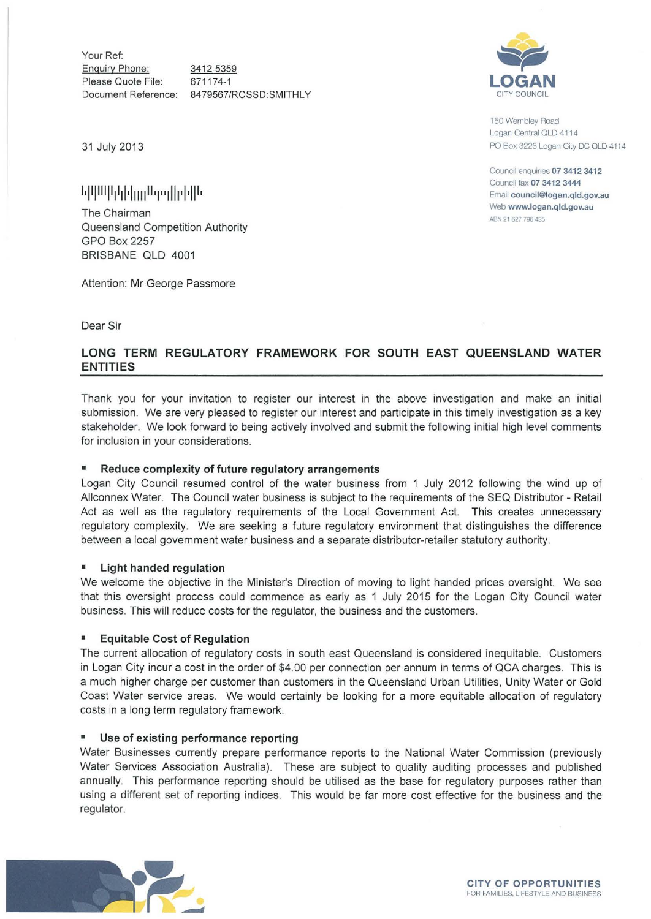Your Ref:
Enquiry Phone: 3412 5359
Please Quote File: 671174-1
Document Reference: 8479567/ROSSD:SMITHLY

LOGAN
CITY COUNCIL

150 Wembley Road
Logan Central QLD 4114
PO Box 3226 Logan City DC QLD 4114

Council enquiries **07 3412 3412**
Council fax **07 3412 3444**
Email **council@logan.qld.gov.au**
Web **www.logan.qld.gov.au**
ABN 21 627 796 435

31 July 2013

The Chairman
Queensland Competition Authority
GPO Box 2257
BRISBANE QLD 4001

Attention: Mr George Passmore

Dear Sir

## LONG TERM REGULATORY FRAMEWORK FOR SOUTH EAST QUEENSLAND WATER ENTITIES

Thank you for your invitation to register our interest in the above investigation and make an initial submission. We are very pleased to register our interest and participate in this timely investigation as a key stakeholder. We look forward to being actively involved and submit the following initial high level comments for inclusion in your considerations.

- **Reduce complexity of future regulatory arrangements**

Logan City Council resumed control of the water business from 1 July 2012 following the wind up of Allconnex Water. The Council water business is subject to the requirements of the SEQ Distributor - Retail Act as well as the regulatory requirements of the Local Government Act. This creates unnecessary regulatory complexity. We are seeking a future regulatory environment that distinguishes the difference between a local government water business and a separate distributor-retailer statutory authority.

- **Light handed regulation**

We welcome the objective in the Minister's Direction of moving to light handed prices oversight. We see that this oversight process could commence as early as 1 July 2015 for the Logan City Council water business. This will reduce costs for the regulator, the business and the customers.

- **Equitable Cost of Regulation**

The current allocation of regulatory costs in south east Queensland is considered inequitable. Customers in Logan City incur a cost in the order of $4.00 per connection per annum in terms of QCA charges. This is a much higher charge per customer than customers in the Queensland Urban Utilities, Unity Water or Gold Coast Water service areas. We would certainly be looking for a more equitable allocation of regulatory costs in a long term regulatory framework.

- **Use of existing performance reporting**

Water Businesses currently prepare performance reports to the National Water Commission (previously Water Services Association Australia). These are subject to quality auditing processes and published annually. This performance reporting should be utilised as the base for regulatory purposes rather than using a different set of reporting indices. This would be far more cost effective for the business and the regulator.

CITY OF OPPORTUNITIES
FOR FAMILIES, LIFESTYLE AND BUSINESS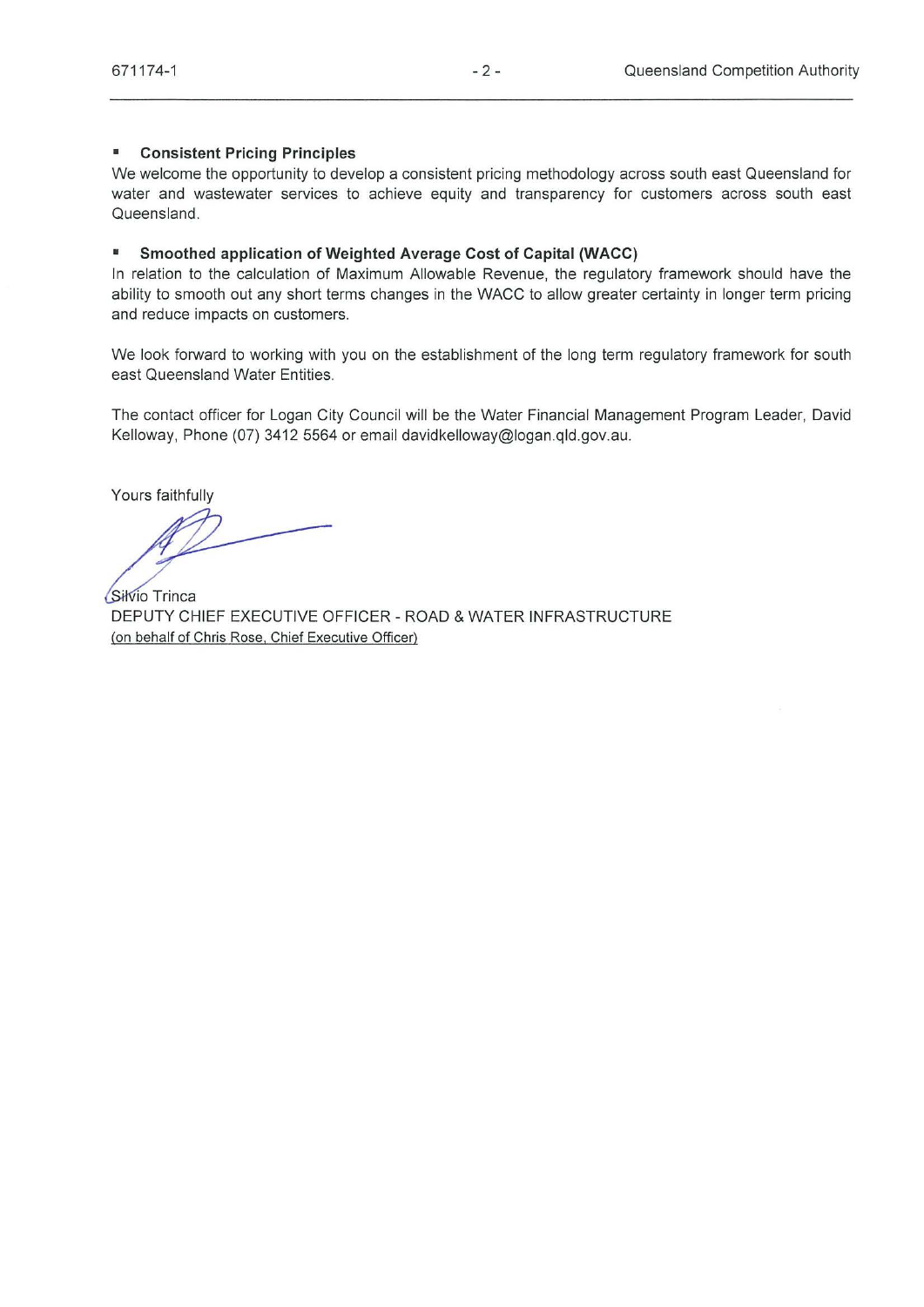- **Consistent Pricing Principles**

We welcome the opportunity to develop a consistent pricing methodology across south east Queensland for water and wastewater services to achieve equity and transparency for customers across south east Queensland.

- **Smoothed application of Weighted Average Cost of Capital (WACC)**

In relation to the calculation of Maximum Allowable Revenue, the regulatory framework should have the ability to smooth out any short terms changes in the WACC to allow greater certainty in longer term pricing and reduce impacts on customers.

We look forward to working with you on the establishment of the long term regulatory framework for south east Queensland Water Entities.

The contact officer for Logan City Council will be the Water Financial Management Program Leader, David Kelloway, Phone (07) 3412 5564 or email davidkelloway@logan.qld.gov.au.

Yours faithfully

Silvio Trinca
DEPUTY CHIEF EXECUTIVE OFFICER - ROAD & WATER INFRASTRUCTURE
(on behalf of Chris Rose, Chief Executive Officer)